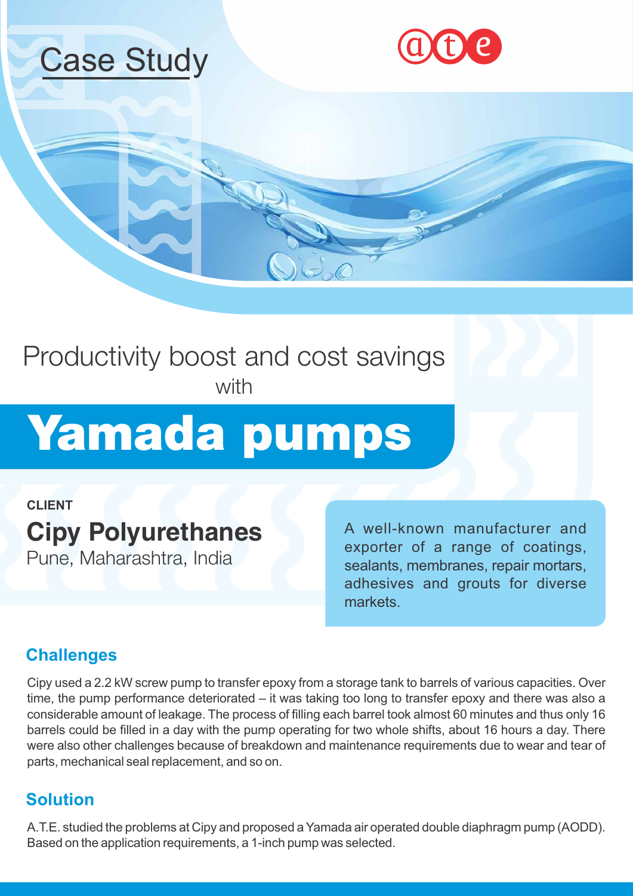# Case Study

ate

## Productivity boost and cost savings with

# Yamada pumps

**CLIENT**

## Cipy Polyurethanes

Pune, Maharashtra, India

A well-known manufacturer and exporter of a range of coatings, sealants, membranes, repair mortars, adhesives and grouts for diverse markets.

## Challenges

Cipy used a 2.2 kW screw pump to transfer epoxy from a storage tank to barrels of various capacities. Over time, the pump performance deteriorated – it was taking too long to transfer epoxy and there was also a considerable amount of leakage. The process of filling each barrel took almost 60 minutes and thus only 16 barrels could be filled in a day with the pump operating for two whole shifts, about 16 hours a day. There were also other challenges because of breakdown and maintenance requirements due to wear and tear of parts, mechanical seal replacement, and so on.

## Solution

A.T.E. studied the problems at Cipy and proposed a Yamada air operated double diaphragm pump (AODD). Based on the application requirements, a 1-inch pump was selected.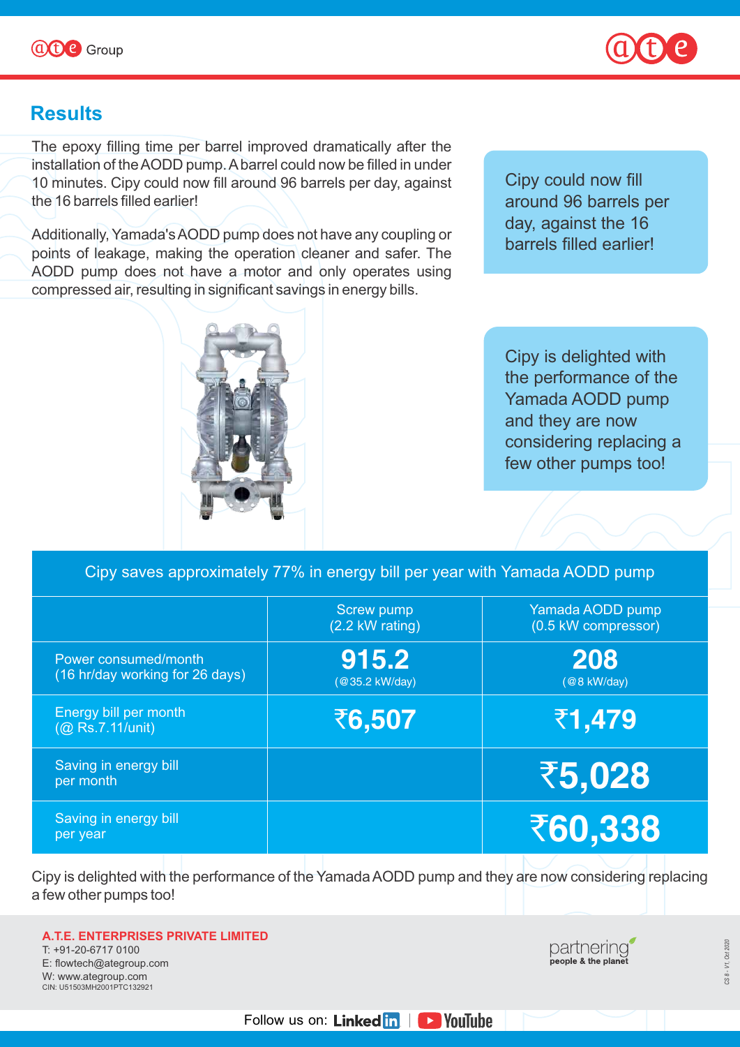## Results

The epoxy filling time per barrel improved dramatically after the installation of the AODD pump. A barrel could now be filled in under 10 minutes. Cipy could now fill around 96 barrels per day, against the 16 barrels filled earlier!

Additionally, Yamada's AODD pump does not have any coupling or points of leakage, making the operation cleaner and safer. The AODD pump does not have a motor and only operates using compressed air, resulting in significant savings in energy bills.

Cipy could now fill around 96 barrels per day, against the 16 barrels filled earlier!

Cipy is delighted with the performance of the Yamada AODD pump and they are now considering replacing a few other pumps too!

**Cipy saves approximately 77% in energy bill per year with Yamada AODD pump**

| | Screw pump (2.2 kW rating) | Yamada AODD pump (0.5 kW compressor) |
|---|---|---|
| Power consumed/month (16 hr/day working for 26 days) | **915.2** (@35.2 kW/day) | **208** (@8 kW/day) |
| Energy bill per month (@ Rs.7.11/unit) | **₹6,507** | **₹1,479** |
| Saving in energy bill per month | | **₹5,028** |
| Saving in energy bill per year | | **₹60,338** |

Cipy is delighted with the performance of the Yamada AODD pump and they are now considering replacing a few other pumps too!

**A.T.E. ENTERPRISES PRIVATE LIMITED**
T: +91-20-6717 0100
E: flowtech@ategroup.com
W: www.ategroup.com
CIN: U51503MH2001PTC132921

partnering people & the planet

Follow us on: LinkedIn | YouTube